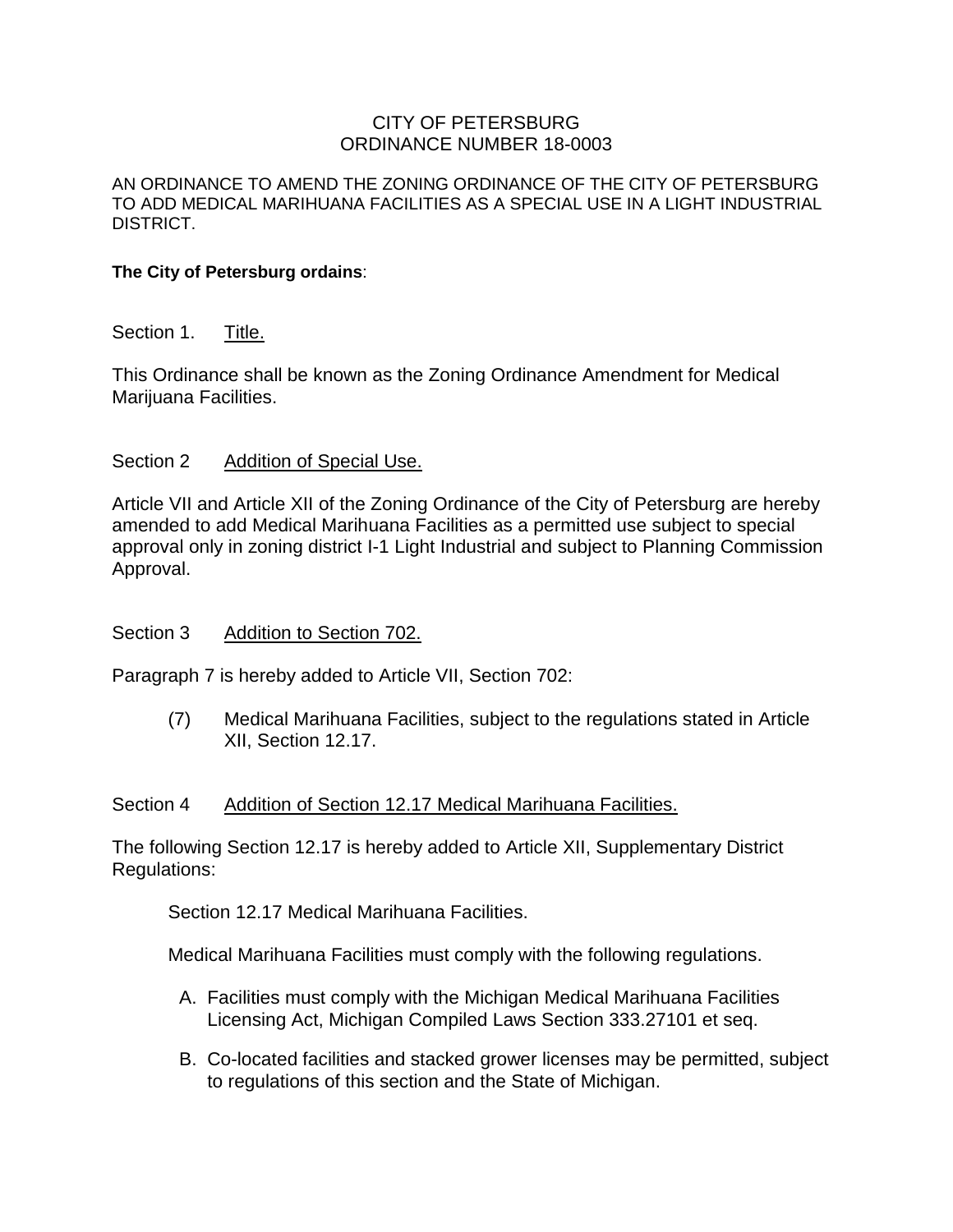# CITY OF PETERSBURG
# ORDINANCE NUMBER 18-0003

AN ORDINANCE TO AMEND THE ZONING ORDINANCE OF THE CITY OF PETERSBURG TO ADD MEDICAL MARIHUANA FACILITIES AS A SPECIAL USE IN A LIGHT INDUSTRIAL DISTRICT.

**The City of Petersburg ordains**:

## Section 1. Title.

This Ordinance shall be known as the Zoning Ordinance Amendment for Medical Marijuana Facilities.

## Section 2 Addition of Special Use.

Article VII and Article XII of the Zoning Ordinance of the City of Petersburg are hereby amended to add Medical Marihuana Facilities as a permitted use subject to special approval only in zoning district I-1 Light Industrial and subject to Planning Commission Approval.

## Section 3 Addition to Section 702.

Paragraph 7 is hereby added to Article VII, Section 702:

> (7) Medical Marihuana Facilities, subject to the regulations stated in Article XII, Section 12.17.

## Section 4 Addition of Section 12.17 Medical Marihuana Facilities.

The following Section 12.17 is hereby added to Article XII, Supplementary District Regulations:

Section 12.17 Medical Marihuana Facilities.

Medical Marihuana Facilities must comply with the following regulations.

A. Facilities must comply with the Michigan Medical Marihuana Facilities Licensing Act, Michigan Compiled Laws Section 333.27101 et seq.

B. Co-located facilities and stacked grower licenses may be permitted, subject to regulations of this section and the State of Michigan.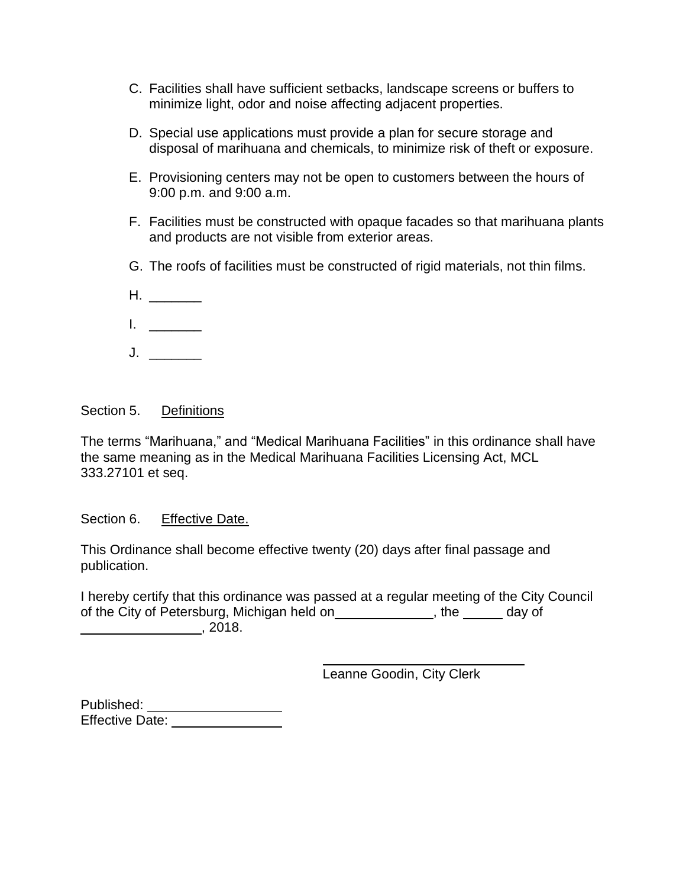C. Facilities shall have sufficient setbacks, landscape screens or buffers to minimize light, odor and noise affecting adjacent properties.

D. Special use applications must provide a plan for secure storage and disposal of marihuana and chemicals, to minimize risk of theft or exposure.

E. Provisioning centers may not be open to customers between the hours of 9:00 p.m. and 9:00 a.m.

F. Facilities must be constructed with opaque facades so that marihuana plants and products are not visible from exterior areas.

G. The roofs of facilities must be constructed of rigid materials, not thin films.

H. _______

I. _______

J. _______

Section 5. Definitions

The terms "Marihuana," and "Medical Marihuana Facilities" in this ordinance shall have the same meaning as in the Medical Marihuana Facilities Licensing Act, MCL 333.27101 et seq.

Section 6. Effective Date.

This Ordinance shall become effective twenty (20) days after final passage and publication.

I hereby certify that this ordinance was passed at a regular meeting of the City Council of the City of Petersburg, Michigan held on_____________, the _____ day of _______________, 2018.

___________________________

Leanne Goodin, City Clerk

Published: _________________

Effective Date: ______________